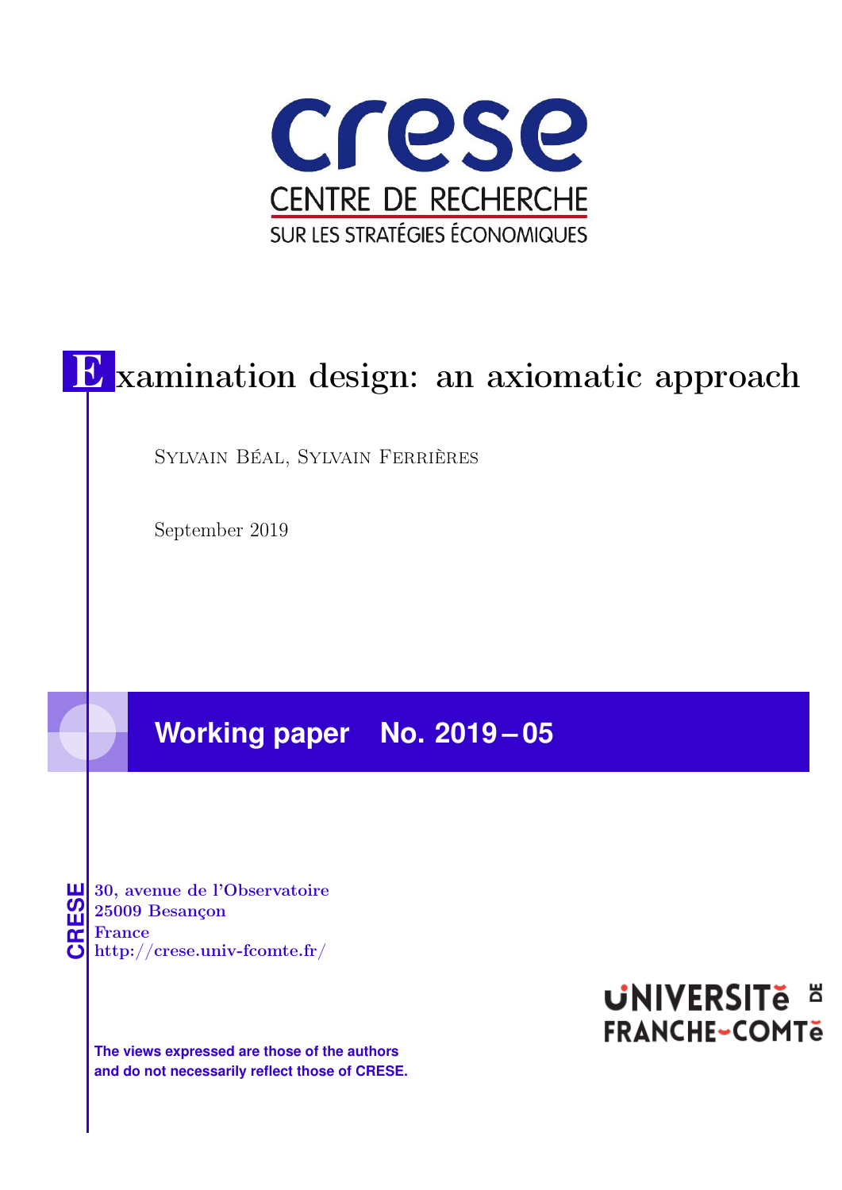crese

CENTRE DE RECHERCHE
SUR LES STRATÉGIES ÉCONOMIQUES

# Examination design: an axiomatic approach

Sylvain Béal, Sylvain Ferrières

September 2019

**Working paper No. 2019 – 05**

CRESE

30, avenue de l'Observatoire
25009 Besançon
France
http://crese.univ-fcomte.fr/

**The views expressed are those of the authors and do not necessarily reflect those of CRESE.**

UNIVERSITÉ DE FRANCHE-COMTÉ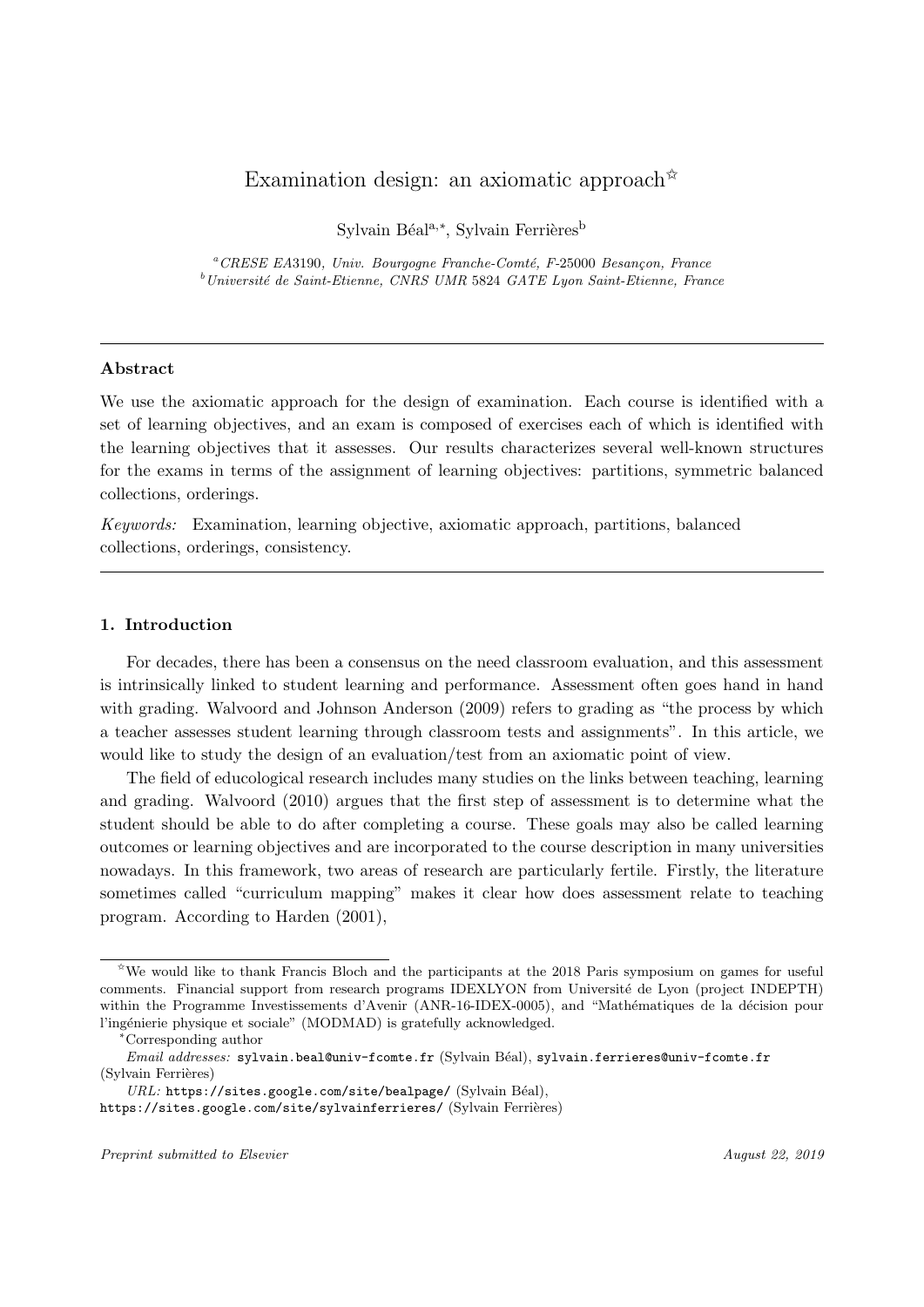# Examination design: an axiomatic approach[☆]

Sylvain Béal[a,*], Sylvain Ferrières[b]

[a] *CRESE EA3190, Univ. Bourgogne Franche-Comté, F-25000 Besançon, France*
[b] *Université de Saint-Etienne, CNRS UMR 5824 GATE Lyon Saint-Etienne, France*

---

**Abstract**

We use the axiomatic approach for the design of examination. Each course is identified with a set of learning objectives, and an exam is composed of exercises each of which is identified with the learning objectives that it assesses. Our results characterizes several well-known structures for the exams in terms of the assignment of learning objectives: partitions, symmetric balanced collections, orderings.

*Keywords:* Examination, learning objective, axiomatic approach, partitions, balanced collections, orderings, consistency.

---

## 1. Introduction

For decades, there has been a consensus on the need classroom evaluation, and this assessment is intrinsically linked to student learning and performance. Assessment often goes hand in hand with grading. Walvoord and Johnson Anderson (2009) refers to grading as "the process by which a teacher assesses student learning through classroom tests and assignments". In this article, we would like to study the design of an evaluation/test from an axiomatic point of view.

The field of educological research includes many studies on the links between teaching, learning and grading. Walvoord (2010) argues that the first step of assessment is to determine what the student should be able to do after completing a course. These goals may also be called learning outcomes or learning objectives and are incorporated to the course description in many universities nowadays. In this framework, two areas of research are particularly fertile. Firstly, the literature sometimes called "curriculum mapping" makes it clear how does assessment relate to teaching program. According to Harden (2001),

---

[☆] We would like to thank Francis Bloch and the participants at the 2018 Paris symposium on games for useful comments. Financial support from research programs IDEXLYON from Université de Lyon (project INDEPTH) within the Programme Investissements d'Avenir (ANR-16-IDEX-0005), and "Mathématiques de la décision pour l'ingénierie physique et sociale" (MODMAD) is gratefully acknowledged.

[*] Corresponding author

*Email addresses:* sylvain.beal@univ-fcomte.fr (Sylvain Béal), sylvain.ferrieres@univ-fcomte.fr (Sylvain Ferrières)

*URL:* https://sites.google.com/site/bealpage/ (Sylvain Béal), https://sites.google.com/site/sylvainferrieres/ (Sylvain Ferrières)

*Preprint submitted to Elsevier* *August 22, 2019*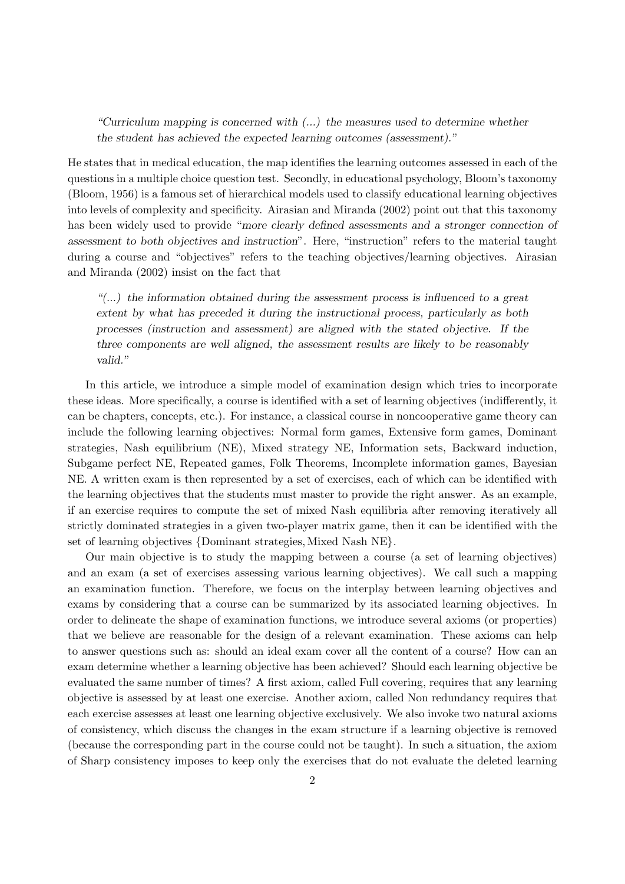> *"Curriculum mapping is concerned with (...) the measures used to determine whether the student has achieved the expected learning outcomes (assessment)."*

He states that in medical education, the map identifies the learning outcomes assessed in each of the questions in a multiple choice question test. Secondly, in educational psychology, Bloom's taxonomy (Bloom, 1956) is a famous set of hierarchical models used to classify educational learning objectives into levels of complexity and specificity. Airasian and Miranda (2002) point out that this taxonomy has been widely used to provide "*more clearly defined assessments and a stronger connection of assessment to both objectives and instruction*". Here, "instruction" refers to the material taught during a course and "objectives" refers to the teaching objectives/learning objectives. Airasian and Miranda (2002) insist on the fact that

> *"(...) the information obtained during the assessment process is influenced to a great extent by what has preceded it during the instructional process, particularly as both processes (instruction and assessment) are aligned with the stated objective. If the three components are well aligned, the assessment results are likely to be reasonably valid."*

In this article, we introduce a simple model of examination design which tries to incorporate these ideas. More specifically, a course is identified with a set of learning objectives (indifferently, it can be chapters, concepts, etc.). For instance, a classical course in noncooperative game theory can include the following learning objectives: Normal form games, Extensive form games, Dominant strategies, Nash equilibrium (NE), Mixed strategy NE, Information sets, Backward induction, Subgame perfect NE, Repeated games, Folk Theorems, Incomplete information games, Bayesian NE. A written exam is then represented by a set of exercises, each of which can be identified with the learning objectives that the students must master to provide the right answer. As an example, if an exercise requires to compute the set of mixed Nash equilibria after removing iteratively all strictly dominated strategies in a given two-player matrix game, then it can be identified with the set of learning objectives $\{\text{Dominant strategies}, \text{Mixed Nash NE}\}$.

Our main objective is to study the mapping between a course (a set of learning objectives) and an exam (a set of exercises assessing various learning objectives). We call such a mapping an examination function. Therefore, we focus on the interplay between learning objectives and exams by considering that a course can be summarized by its associated learning objectives. In order to delineate the shape of examination functions, we introduce several axioms (or properties) that we believe are reasonable for the design of a relevant examination. These axioms can help to answer questions such as: should an ideal exam cover all the content of a course? How can an exam determine whether a learning objective has been achieved? Should each learning objective be evaluated the same number of times? A first axiom, called Full covering, requires that any learning objective is assessed by at least one exercise. Another axiom, called Non redundancy requires that each exercise assesses at least one learning objective exclusively. We also invoke two natural axioms of consistency, which discuss the changes in the exam structure if a learning objective is removed (because the corresponding part in the course could not be taught). In such a situation, the axiom of Sharp consistency imposes to keep only the exercises that do not evaluate the deleted learning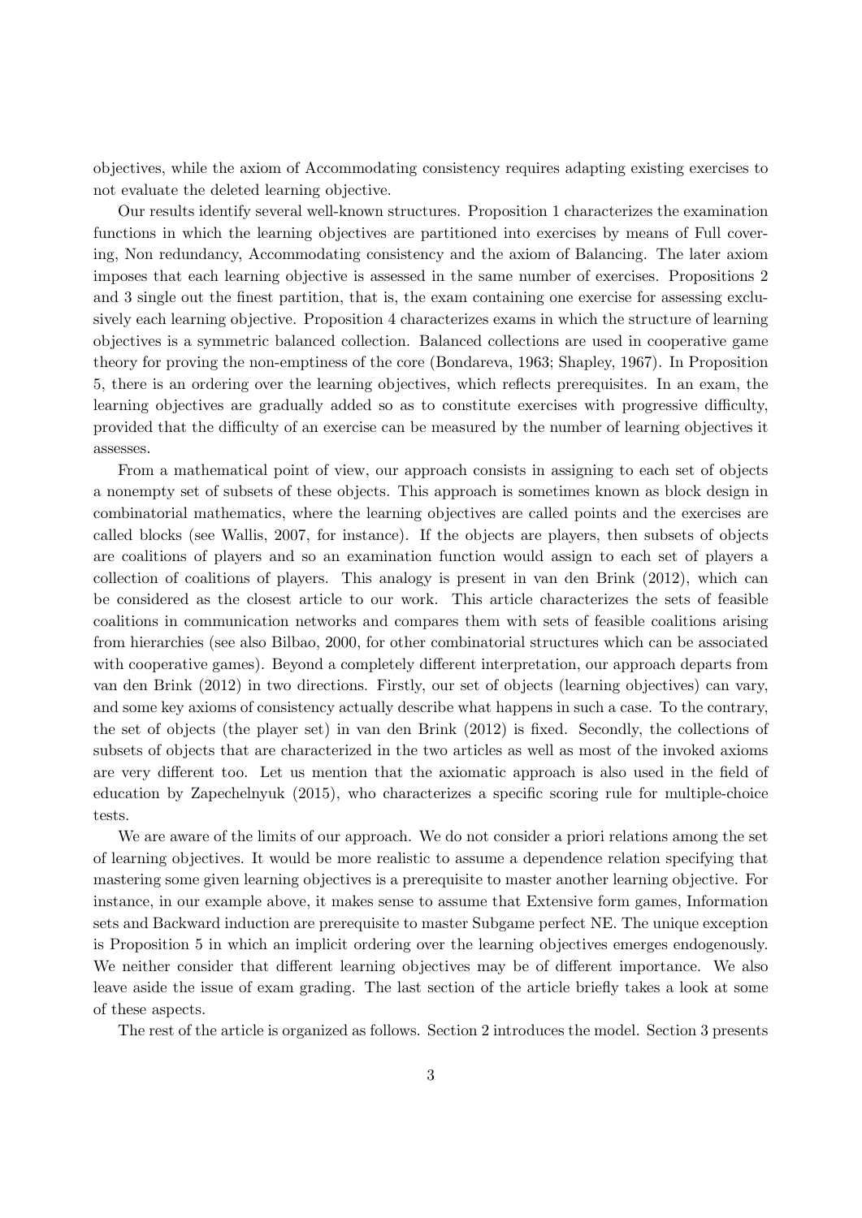objectives, while the axiom of Accommodating consistency requires adapting existing exercises to not evaluate the deleted learning objective.

Our results identify several well-known structures. Proposition 1 characterizes the examination functions in which the learning objectives are partitioned into exercises by means of Full covering, Non redundancy, Accommodating consistency and the axiom of Balancing. The later axiom imposes that each learning objective is assessed in the same number of exercises. Propositions 2 and 3 single out the finest partition, that is, the exam containing one exercise for assessing exclusively each learning objective. Proposition 4 characterizes exams in which the structure of learning objectives is a symmetric balanced collection. Balanced collections are used in cooperative game theory for proving the non-emptiness of the core (Bondareva, 1963; Shapley, 1967). In Proposition 5, there is an ordering over the learning objectives, which reflects prerequisites. In an exam, the learning objectives are gradually added so as to constitute exercises with progressive difficulty, provided that the difficulty of an exercise can be measured by the number of learning objectives it assesses.

From a mathematical point of view, our approach consists in assigning to each set of objects a nonempty set of subsets of these objects. This approach is sometimes known as block design in combinatorial mathematics, where the learning objectives are called points and the exercises are called blocks (see Wallis, 2007, for instance). If the objects are players, then subsets of objects are coalitions of players and so an examination function would assign to each set of players a collection of coalitions of players. This analogy is present in van den Brink (2012), which can be considered as the closest article to our work. This article characterizes the sets of feasible coalitions in communication networks and compares them with sets of feasible coalitions arising from hierarchies (see also Bilbao, 2000, for other combinatorial structures which can be associated with cooperative games). Beyond a completely different interpretation, our approach departs from van den Brink (2012) in two directions. Firstly, our set of objects (learning objectives) can vary, and some key axioms of consistency actually describe what happens in such a case. To the contrary, the set of objects (the player set) in van den Brink (2012) is fixed. Secondly, the collections of subsets of objects that are characterized in the two articles as well as most of the invoked axioms are very different too. Let us mention that the axiomatic approach is also used in the field of education by Zapechelnyuk (2015), who characterizes a specific scoring rule for multiple-choice tests.

We are aware of the limits of our approach. We do not consider a priori relations among the set of learning objectives. It would be more realistic to assume a dependence relation specifying that mastering some given learning objectives is a prerequisite to master another learning objective. For instance, in our example above, it makes sense to assume that Extensive form games, Information sets and Backward induction are prerequisite to master Subgame perfect NE. The unique exception is Proposition 5 in which an implicit ordering over the learning objectives emerges endogenously. We neither consider that different learning objectives may be of different importance. We also leave aside the issue of exam grading. The last section of the article briefly takes a look at some of these aspects.

The rest of the article is organized as follows. Section 2 introduces the model. Section 3 presents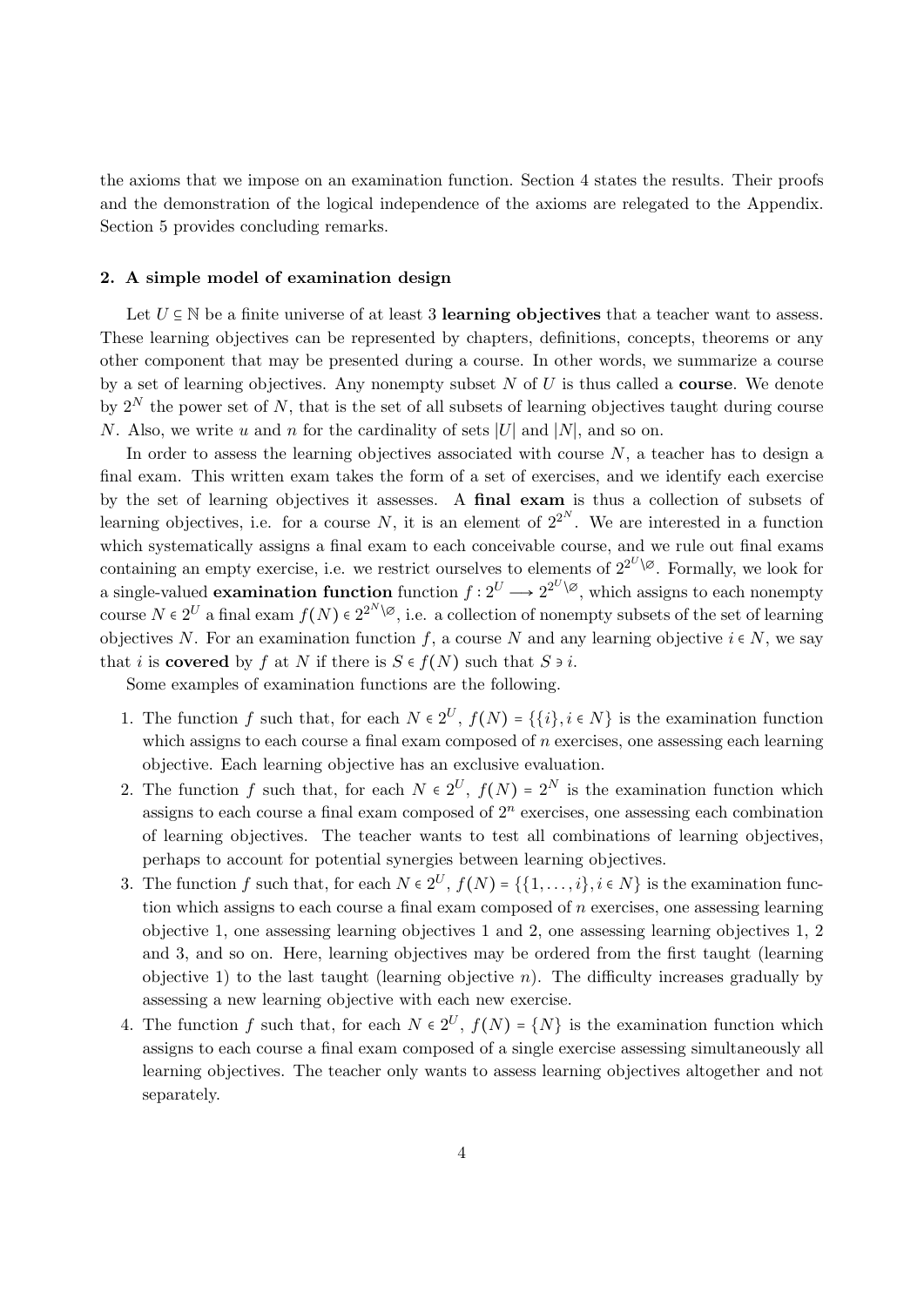the axioms that we impose on an examination function. Section 4 states the results. Their proofs and the demonstration of the logical independence of the axioms are relegated to the Appendix. Section 5 provides concluding remarks.

## 2. A simple model of examination design

Let $U \subseteq \mathbb{N}$ be a finite universe of at least 3 **learning objectives** that a teacher want to assess. These learning objectives can be represented by chapters, definitions, concepts, theorems or any other component that may be presented during a course. In other words, we summarize a course by a set of learning objectives. Any nonempty subset $N$ of $U$ is thus called a **course**. We denote by $2^N$ the power set of $N$, that is the set of all subsets of learning objectives taught during course $N$. Also, we write $u$ and $n$ for the cardinality of sets $|U|$ and $|N|$, and so on.

In order to assess the learning objectives associated with course $N$, a teacher has to design a final exam. This written exam takes the form of a set of exercises, and we identify each exercise by the set of learning objectives it assesses. A **final exam** is thus a collection of subsets of learning objectives, i.e. for a course $N$, it is an element of $2^{2^N}$. We are interested in a function which systematically assigns a final exam to each conceivable course, and we rule out final exams containing an empty exercise, i.e. we restrict ourselves to elements of $2^{2^U \setminus \varnothing}$. Formally, we look for a single-valued **examination function** function $f : 2^U \longrightarrow 2^{2^U \setminus \varnothing}$, which assigns to each nonempty course $N \in 2^U$ a final exam $f(N) \in 2^{2^N \setminus \varnothing}$, i.e. a collection of nonempty subsets of the set of learning objectives $N$. For an examination function $f$, a course $N$ and any learning objective $i \in N$, we say that $i$ is **covered** by $f$ at $N$ if there is $S \in f(N)$ such that $S \ni i$.

Some examples of examination functions are the following.

1. The function $f$ such that, for each $N \in 2^U$, $f(N) = \{\{i\}, i \in N\}$ is the examination function which assigns to each course a final exam composed of $n$ exercises, one assessing each learning objective. Each learning objective has an exclusive evaluation.
2. The function $f$ such that, for each $N \in 2^U$, $f(N) = 2^N$ is the examination function which assigns to each course a final exam composed of $2^n$ exercises, one assessing each combination of learning objectives. The teacher wants to test all combinations of learning objectives, perhaps to account for potential synergies between learning objectives.
3. The function $f$ such that, for each $N \in 2^U$, $f(N) = \{\{1, \ldots, i\}, i \in N\}$ is the examination function which assigns to each course a final exam composed of $n$ exercises, one assessing learning objective 1, one assessing learning objectives 1 and 2, one assessing learning objectives 1, 2 and 3, and so on. Here, learning objectives may be ordered from the first taught (learning objective 1) to the last taught (learning objective $n$). The difficulty increases gradually by assessing a new learning objective with each new exercise.
4. The function $f$ such that, for each $N \in 2^U$, $f(N) = \{N\}$ is the examination function which assigns to each course a final exam composed of a single exercise assessing simultaneously all learning objectives. The teacher only wants to assess learning objectives altogether and not separately.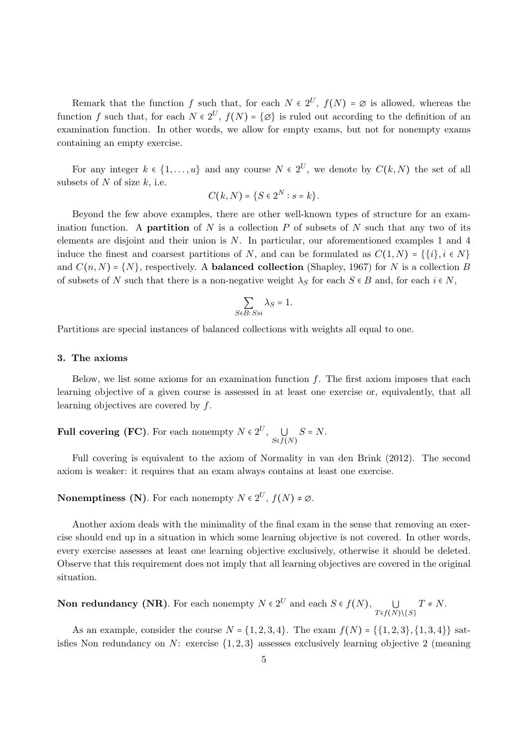Remark that the function $f$ such that, for each $N \in 2^U$, $f(N) = \varnothing$ is allowed, whereas the function $f$ such that, for each $N \in 2^U$, $f(N) = \{\varnothing\}$ is ruled out according to the definition of an examination function. In other words, we allow for empty exams, but not for nonempty exams containing an empty exercise.

For any integer $k \in \{1, \dots, u\}$ and any course $N \in 2^U$, we denote by $C(k, N)$ the set of all subsets of $N$ of size $k$, i.e.

$$C(k, N) = \{S \in 2^N : s = k\}.$$

Beyond the few above examples, there are other well-known types of structure for an examination function. A **partition** of $N$ is a collection $P$ of subsets of $N$ such that any two of its elements are disjoint and their union is $N$. In particular, our aforementioned examples 1 and 4 induce the finest and coarsest partitions of $N$, and can be formulated as $C(1, N) = \{\{i\}, i \in N\}$ and $C(n, N) = \{N\}$, respectively. A **balanced collection** (Shapley, 1967) for $N$ is a collection $B$ of subsets of $N$ such that there is a non-negative weight $\lambda_S$ for each $S \in B$ and, for each $i \in N$,

$$\sum_{S \in B : S \ni i} \lambda_S = 1.$$

Partitions are special instances of balanced collections with weights all equal to one.

## 3. The axioms

Below, we list some axioms for an examination function $f$. The first axiom imposes that each learning objective of a given course is assessed in at least one exercise or, equivalently, that all learning objectives are covered by $f$.

**Full covering (FC)**. For each nonempty $N \in 2^U$, $\bigcup_{S \in f(N)} S = N$.

Full covering is equivalent to the axiom of Normality in van den Brink (2012). The second axiom is weaker: it requires that an exam always contains at least one exercise.

**Nonemptiness (N)**. For each nonempty $N \in 2^U$, $f(N) \neq \varnothing$.

Another axiom deals with the minimality of the final exam in the sense that removing an exercise should end up in a situation in which some learning objective is not covered. In other words, every exercise assesses at least one learning objective exclusively, otherwise it should be deleted. Observe that this requirement does not imply that all learning objectives are covered in the original situation.

**Non redundancy (NR)**. For each nonempty $N \in 2^U$ and each $S \in f(N)$, $\bigcup_{T \in f(N) \setminus \{S\}} T \neq N$.

As an example, consider the course $N = \{1, 2, 3, 4\}$. The exam $f(N) = \{\{1, 2, 3\}, \{1, 3, 4\}\}$ satisfies Non redundancy on $N$: exercise $\{1, 2, 3\}$ assesses exclusively learning objective 2 (meaning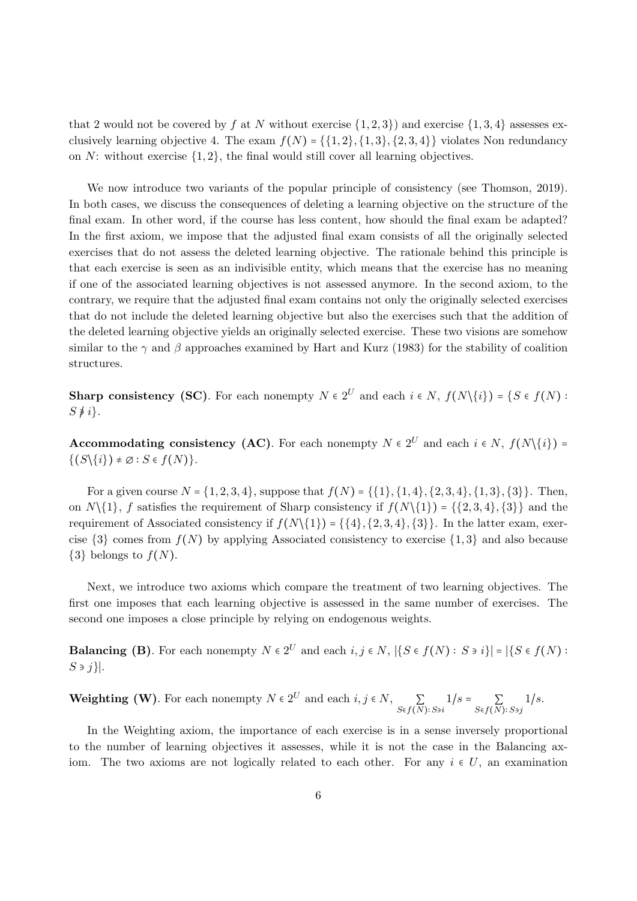that 2 would not be covered by $f$ at $N$ without exercise $\{1,2,3\}$) and exercise $\{1,3,4\}$ assesses exclusively learning objective 4. The exam $f(N) = \{\{1,2\},\{1,3\},\{2,3,4\}\}$ violates Non redundancy on $N$: without exercise $\{1,2\}$, the final would still cover all learning objectives.

We now introduce two variants of the popular principle of consistency (see Thomson, 2019). In both cases, we discuss the consequences of deleting a learning objective on the structure of the final exam. In other word, if the course has less content, how should the final exam be adapted? In the first axiom, we impose that the adjusted final exam consists of all the originally selected exercises that do not assess the deleted learning objective. The rationale behind this principle is that each exercise is seen as an indivisible entity, which means that the exercise has no meaning if one of the associated learning objectives is not assessed anymore. In the second axiom, to the contrary, we require that the adjusted final exam contains not only the originally selected exercises that do not include the deleted learning objective but also the exercises such that the addition of the deleted learning objective yields an originally selected exercise. These two visions are somehow similar to the $\gamma$ and $\beta$ approaches examined by Hart and Kurz (1983) for the stability of coalition structures.

**Sharp consistency (SC)**. For each nonempty $N \in 2^U$ and each $i \in N$, $f(N\backslash\{i\}) = \{S \in f(N) : S \not\ni i\}$.

**Accommodating consistency (AC)**. For each nonempty $N \in 2^U$ and each $i \in N$, $f(N\backslash\{i\}) = \{(S\backslash\{i\}) \neq \varnothing : S \in f(N)\}$.

For a given course $N = \{1,2,3,4\}$, suppose that $f(N) = \{\{1\},\{1,4\},\{2,3,4\},\{1,3\},\{3\}\}$. Then, on $N\backslash\{1\}$, $f$ satisfies the requirement of Sharp consistency if $f(N\backslash\{1\}) = \{\{2,3,4\},\{3\}\}$ and the requirement of Associated consistency if $f(N\backslash\{1\}) = \{\{4\},\{2,3,4\},\{3\}\}$. In the latter exam, exercise $\{3\}$ comes from $f(N)$ by applying Associated consistency to exercise $\{1,3\}$ and also because $\{3\}$ belongs to $f(N)$.

Next, we introduce two axioms which compare the treatment of two learning objectives. The first one imposes that each learning objective is assessed in the same number of exercises. The second one imposes a close principle by relying on endogenous weights.

**Balancing (B)**. For each nonempty $N \in 2^U$ and each $i,j \in N$, $|\{S \in f(N) : S \ni i\}| = |\{S \in f(N) : S \ni j\}|$.

**Weighting (W)**. For each nonempty $N \in 2^U$ and each $i,j \in N$, $\sum_{S \in f(N): S \ni i} 1/s = \sum_{S \in f(N): S \ni j} 1/s$.

In the Weighting axiom, the importance of each exercise is in a sense inversely proportional to the number of learning objectives it assesses, while it is not the case in the Balancing axiom. The two axioms are not logically related to each other. For any $i \in U$, an examination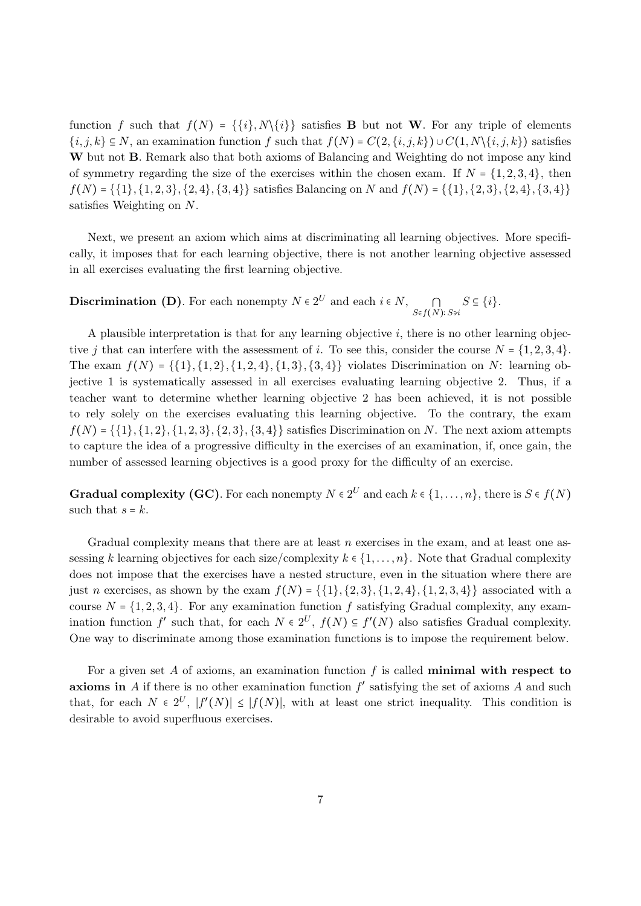function $f$ such that $f(N) = \{\{i\}, N\backslash\{i\}\}$ satisfies **B** but not **W**. For any triple of elements $\{i,j,k\} \subseteq N$, an examination function $f$ such that $f(N) = C(2,\{i,j,k\}) \cup C(1, N\backslash\{i,j,k\})$ satisfies **W** but not **B**. Remark also that both axioms of Balancing and Weighting do not impose any kind of symmetry regarding the size of the exercises within the chosen exam. If $N = \{1,2,3,4\}$, then $f(N) = \{\{1\},\{1,2,3\},\{2,4\},\{3,4\}\}$ satisfies Balancing on $N$ and $f(N) = \{\{1\},\{2,3\},\{2,4\},\{3,4\}\}$ satisfies Weighting on $N$.

Next, we present an axiom which aims at discriminating all learning objectives. More specifically, it imposes that for each learning objective, there is not another learning objective assessed in all exercises evaluating the first learning objective.

**Discrimination (D)**. For each nonempty $N \in 2^U$ and each $i \in N$, $\bigcap_{S \in f(N):\, S \ni i} S \subseteq \{i\}$.

A plausible interpretation is that for any learning objective $i$, there is no other learning objective $j$ that can interfere with the assessment of $i$. To see this, consider the course $N = \{1,2,3,4\}$. The exam $f(N) = \{\{1\},\{1,2\},\{1,2,4\},\{1,3\},\{3,4\}\}$ violates Discrimination on $N$: learning objective 1 is systematically assessed in all exercises evaluating learning objective 2. Thus, if a teacher want to determine whether learning objective 2 has been achieved, it is not possible to rely solely on the exercises evaluating this learning objective. To the contrary, the exam $f(N) = \{\{1\},\{1,2\},\{1,2,3\},\{2,3\},\{3,4\}\}$ satisfies Discrimination on $N$. The next axiom attempts to capture the idea of a progressive difficulty in the exercises of an examination, if, once gain, the number of assessed learning objectives is a good proxy for the difficulty of an exercise.

**Gradual complexity (GC)**. For each nonempty $N \in 2^U$ and each $k \in \{1,\ldots,n\}$, there is $S \in f(N)$ such that $s = k$.

Gradual complexity means that there are at least $n$ exercises in the exam, and at least one assessing $k$ learning objectives for each size/complexity $k \in \{1,\ldots,n\}$. Note that Gradual complexity does not impose that the exercises have a nested structure, even in the situation where there are just $n$ exercises, as shown by the exam $f(N) = \{\{1\},\{2,3\},\{1,2,4\},\{1,2,3,4\}\}$ associated with a course $N = \{1,2,3,4\}$. For any examination function $f$ satisfying Gradual complexity, any examination function $f'$ such that, for each $N \in 2^U$, $f(N) \subseteq f'(N)$ also satisfies Gradual complexity. One way to discriminate among those examination functions is to impose the requirement below.

For a given set $A$ of axioms, an examination function $f$ is called **minimal with respect to axioms in** $A$ if there is no other examination function $f'$ satisfying the set of axioms $A$ and such that, for each $N \in 2^U$, $|f'(N)| \leq |f(N)|$, with at least one strict inequality. This condition is desirable to avoid superfluous exercises.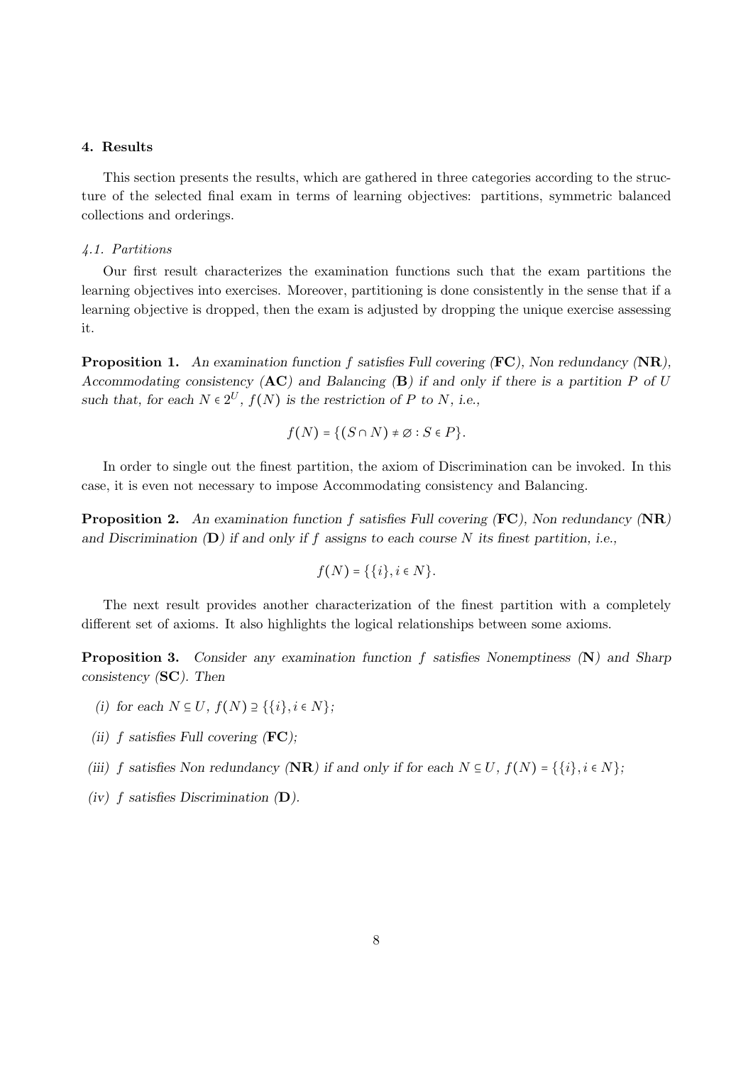## 4. Results

This section presents the results, which are gathered in three categories according to the structure of the selected final exam in terms of learning objectives: partitions, symmetric balanced collections and orderings.

### *4.1. Partitions*

Our first result characterizes the examination functions such that the exam partitions the learning objectives into exercises. Moreover, partitioning is done consistently in the sense that if a learning objective is dropped, then the exam is adjusted by dropping the unique exercise assessing it.

**Proposition 1.** *An examination function $f$ satisfies Full covering (**FC**), Non redundancy (**NR**), Accommodating consistency (**AC**) and Balancing (**B**) if and only if there is a partition $P$ of $U$ such that, for each $N \in 2^U$, $f(N)$ is the restriction of $P$ to $N$, i.e.,*

$$f(N) = \{(S \cap N) \neq \varnothing : S \in P\}.$$

In order to single out the finest partition, the axiom of Discrimination can be invoked. In this case, it is even not necessary to impose Accommodating consistency and Balancing.

**Proposition 2.** *An examination function $f$ satisfies Full covering (**FC**), Non redundancy (**NR**) and Discrimination (**D**) if and only if $f$ assigns to each course $N$ its finest partition, i.e.,*

$$f(N) = \{\{i\}, i \in N\}.$$

The next result provides another characterization of the finest partition with a completely different set of axioms. It also highlights the logical relationships between some axioms.

**Proposition 3.** *Consider any examination function $f$ satisfies Nonemptiness (**N**) and Sharp consistency (**SC**). Then*

*(i) for each $N \subseteq U$, $f(N) \supseteq \{\{i\}, i \in N\}$;*

*(ii) $f$ satisfies Full covering (**FC**);*

*(iii) $f$ satisfies Non redundancy (**NR**) if and only if for each $N \subseteq U$, $f(N) = \{\{i\}, i \in N\}$;*

*(iv) $f$ satisfies Discrimination (**D**).*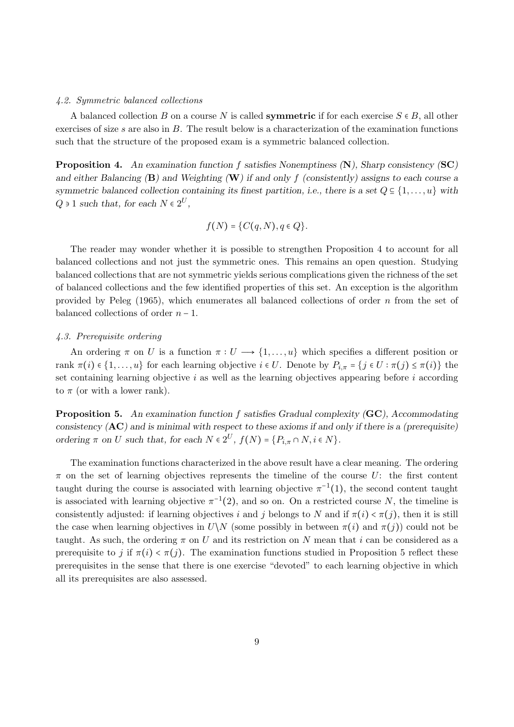### 4.2. Symmetric balanced collections

A balanced collection $B$ on a course $N$ is called **symmetric** if for each exercise $S \in B$, all other exercises of size $s$ are also in $B$. The result below is a characterization of the examination functions such that the structure of the proposed exam is a symmetric balanced collection.

**Proposition 4.** *An examination function $f$ satisfies Nonemptiness (**N**), Sharp consistency (**SC**) and either Balancing (**B**) and Weighting (**W**) if and only $f$ (consistently) assigns to each course a symmetric balanced collection containing its finest partition, i.e., there is a set $Q \subseteq \{1, \dots, u\}$ with $Q \ni 1$ such that, for each $N \in 2^U$,*

$$f(N) = \{C(q, N), q \in Q\}.$$

The reader may wonder whether it is possible to strengthen Proposition 4 to account for all balanced collections and not just the symmetric ones. This remains an open question. Studying balanced collections that are not symmetric yields serious complications given the richness of the set of balanced collections and the few identified properties of this set. An exception is the algorithm provided by Peleg (1965), which enumerates all balanced collections of order $n$ from the set of balanced collections of order $n-1$.

### 4.3. Prerequisite ordering

An ordering $\pi$ on $U$ is a function $\pi : U \longrightarrow \{1, \dots, u\}$ which specifies a different position or rank $\pi(i) \in \{1, \dots, u\}$ for each learning objective $i \in U$. Denote by $P_{i,\pi} = \{j \in U : \pi(j) \leq \pi(i)\}$ the set containing learning objective $i$ as well as the learning objectives appearing before $i$ according to $\pi$ (or with a lower rank).

**Proposition 5.** *An examination function $f$ satisfies Gradual complexity (**GC**), Accommodating consistency (**AC**) and is minimal with respect to these axioms if and only if there is a (prerequisite) ordering $\pi$ on $U$ such that, for each $N \in 2^U$, $f(N) = \{P_{i,\pi} \cap N, i \in N\}$.*

The examination functions characterized in the above result have a clear meaning. The ordering $\pi$ on the set of learning objectives represents the timeline of the course $U$: the first content taught during the course is associated with learning objective $\pi^{-1}(1)$, the second content taught is associated with learning objective $\pi^{-1}(2)$, and so on. On a restricted course $N$, the timeline is consistently adjusted: if learning objectives $i$ and $j$ belongs to $N$ and if $\pi(i) < \pi(j)$, then it is still the case when learning objectives in $U \backslash N$ (some possibly in between $\pi(i)$ and $\pi(j)$) could not be taught. As such, the ordering $\pi$ on $U$ and its restriction on $N$ mean that $i$ can be considered as a prerequisite to $j$ if $\pi(i) < \pi(j)$. The examination functions studied in Proposition 5 reflect these prerequisites in the sense that there is one exercise "devoted" to each learning objective in which all its prerequisites are also assessed.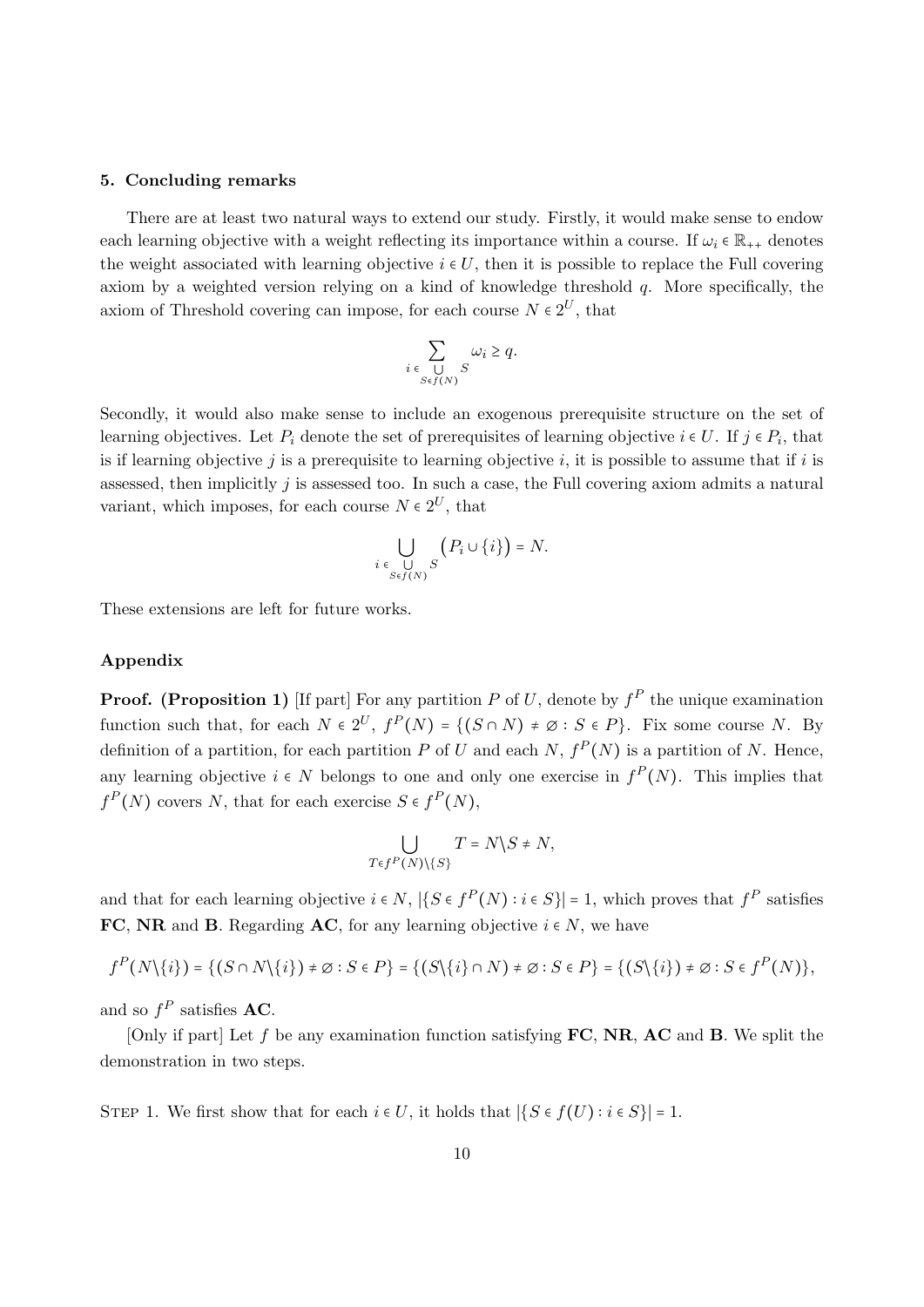### 5. Concluding remarks

There are at least two natural ways to extend our study. Firstly, it would make sense to endow each learning objective with a weight reflecting its importance within a course. If $\omega_i \in \mathbb{R}_{++}$ denotes the weight associated with learning objective $i \in U$, then it is possible to replace the Full covering axiom by a weighted version relying on a kind of knowledge threshold $q$. More specifically, the axiom of Threshold covering can impose, for each course $N \in 2^U$, that

$$\sum_{i \in \bigcup_{S \in f(N)} S} \omega_i \geq q.$$

Secondly, it would also make sense to include an exogenous prerequisite structure on the set of learning objectives. Let $P_i$ denote the set of prerequisites of learning objective $i \in U$. If $j \in P_i$, that is if learning objective $j$ is a prerequisite to learning objective $i$, it is possible to assume that if $i$ is assessed, then implicitly $j$ is assessed too. In such a case, the Full covering axiom admits a natural variant, which imposes, for each course $N \in 2^U$, that

$$\bigcup_{i \in \bigcup_{S \in f(N)} S} \big(P_i \cup \{i\}\big) = N.$$

These extensions are left for future works.

### Appendix

**Proof. (Proposition 1)** [If part] For any partition $P$ of $U$, denote by $f^P$ the unique examination function such that, for each $N \in 2^U$, $f^P(N) = \{(S \cap N) \neq \varnothing : S \in P\}$. Fix some course $N$. By definition of a partition, for each partition $P$ of $U$ and each $N$, $f^P(N)$ is a partition of $N$. Hence, any learning objective $i \in N$ belongs to one and only one exercise in $f^P(N)$. This implies that $f^P(N)$ covers $N$, that for each exercise $S \in f^P(N)$,

$$\bigcup_{T \in f^P(N) \setminus \{S\}} T = N \setminus S \neq N,$$

and that for each learning objective $i \in N$, $|\{S \in f^P(N) : i \in S\}| = 1$, which proves that $f^P$ satisfies **FC**, **NR** and **B**. Regarding **AC**, for any learning objective $i \in N$, we have

$$f^P(N \setminus \{i\}) = \{(S \cap N \setminus \{i\}) \neq \varnothing : S \in P\} = \{(S \setminus \{i\} \cap N) \neq \varnothing : S \in P\} = \{(S \setminus \{i\}) \neq \varnothing : S \in f^P(N)\},$$

and so $f^P$ satisfies **AC**.

[Only if part] Let $f$ be any examination function satisfying **FC**, **NR**, **AC** and **B**. We split the demonstration in two steps.

Step 1. We first show that for each $i \in U$, it holds that $|\{S \in f(U) : i \in S\}| = 1$.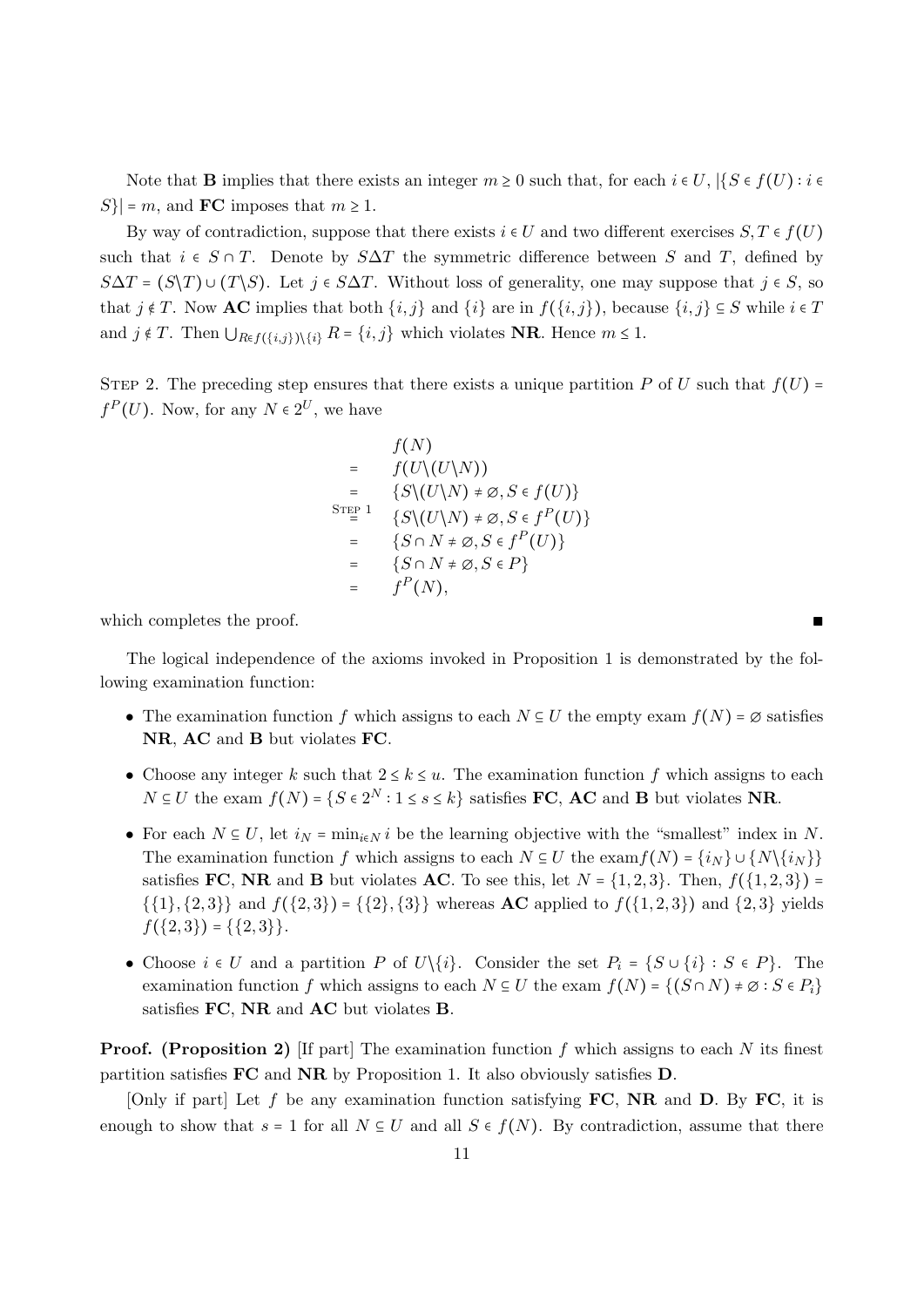Note that **B** implies that there exists an integer $m \geq 0$ such that, for each $i \in U$, $|\{S \in f(U) : i \in S\}| = m$, and **FC** imposes that $m \geq 1$.

By way of contradiction, suppose that there exists $i \in U$ and two different exercises $S, T \in f(U)$ such that $i \in S \cap T$. Denote by $S \Delta T$ the symmetric difference between $S$ and $T$, defined by $S \Delta T = (S \backslash T) \cup (T \backslash S)$. Let $j \in S \Delta T$. Without loss of generality, one may suppose that $j \in S$, so that $j \notin T$. Now **AC** implies that both $\{i, j\}$ and $\{i\}$ are in $f(\{i, j\})$, because $\{i, j\} \subseteq S$ while $i \in T$ and $j \notin T$. Then $\bigcup_{R \in f(\{i,j\}) \backslash \{i\}} R = \{i, j\}$ which violates **NR**. Hence $m \leq 1$.

Step 2. The preceding step ensures that there exists a unique partition $P$ of $U$ such that $f(U) = f^P(U)$. Now, for any $N \in 2^U$, we have

$$
\begin{aligned}
& f(N) \\
= \quad & f(U \backslash (U \backslash N)) \\
= \quad & \{S \backslash (U \backslash N) \neq \varnothing, S \in f(U)\} \\
\overset{\text{Step 1}}{=} \quad & \{S \backslash (U \backslash N) \neq \varnothing, S \in f^P(U)\} \\
= \quad & \{S \cap N \neq \varnothing, S \in f^P(U)\} \\
= \quad & \{S \cap N \neq \varnothing, S \in P\} \\
= \quad & f^P(N),
\end{aligned}
$$

which completes the proof. ∎

The logical independence of the axioms invoked in Proposition 1 is demonstrated by the following examination function:

- The examination function $f$ which assigns to each $N \subseteq U$ the empty exam $f(N) = \varnothing$ satisfies **NR**, **AC** and **B** but violates **FC**.
- Choose any integer $k$ such that $2 \leq k \leq u$. The examination function $f$ which assigns to each $N \subseteq U$ the exam $f(N) = \{S \in 2^N : 1 \leq s \leq k\}$ satisfies **FC**, **AC** and **B** but violates **NR**.
- For each $N \subseteq U$, let $i_N = \min_{i \in N} i$ be the learning objective with the "smallest" index in $N$. The examination function $f$ which assigns to each $N \subseteq U$ the exam$f(N) = \{i_N\} \cup \{N \backslash \{i_N\}\}$ satisfies **FC**, **NR** and **B** but violates **AC**. To see this, let $N = \{1, 2, 3\}$. Then, $f(\{1, 2, 3\}) = \{\{1\}, \{2, 3\}\}$ and $f(\{2, 3\}) = \{\{2\}, \{3\}\}$ whereas **AC** applied to $f(\{1, 2, 3\})$ and $\{2, 3\}$ yields $f(\{2, 3\}) = \{\{2, 3\}\}$.
- Choose $i \in U$ and a partition $P$ of $U \backslash \{i\}$. Consider the set $P_i = \{S \cup \{i\} : S \in P\}$. The examination function $f$ which assigns to each $N \subseteq U$ the exam $f(N) = \{(S \cap N) \neq \varnothing : S \in P_i\}$ satisfies **FC**, **NR** and **AC** but violates **B**.

**Proof. (Proposition 2)** [If part] The examination function $f$ which assigns to each $N$ its finest partition satisfies **FC** and **NR** by Proposition 1. It also obviously satisfies **D**.

[Only if part] Let $f$ be any examination function satisfying **FC**, **NR** and **D**. By **FC**, it is enough to show that $s = 1$ for all $N \subseteq U$ and all $S \in f(N)$. By contradiction, assume that there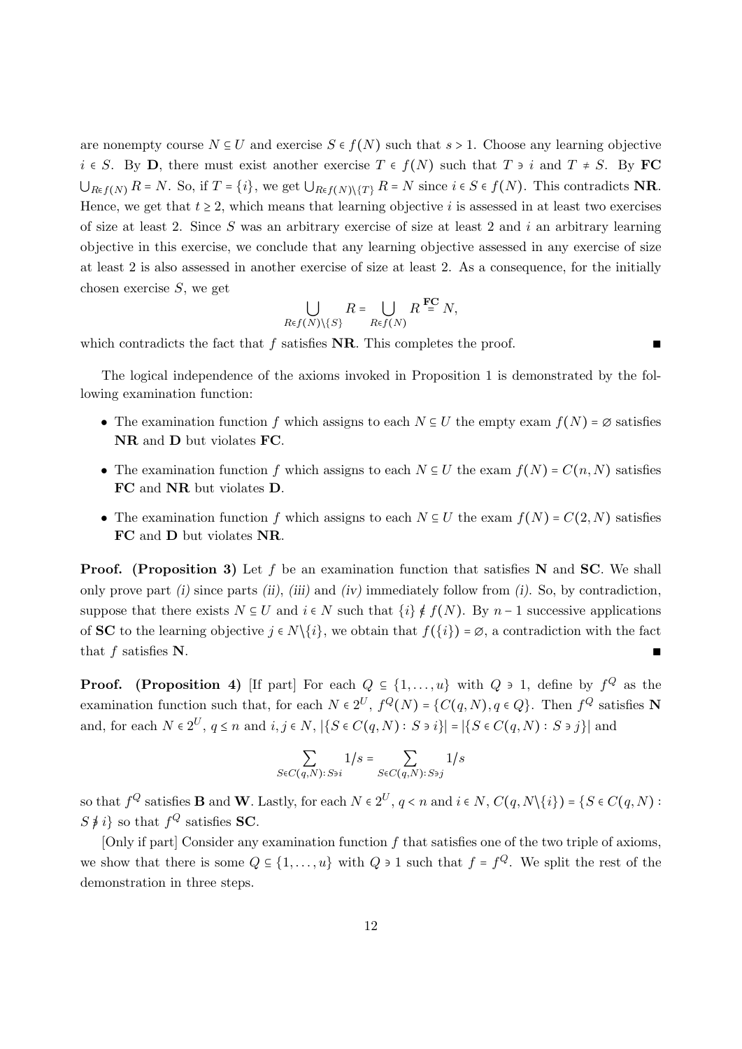are nonempty course $N \subseteq U$ and exercise $S \in f(N)$ such that $s > 1$. Choose any learning objective $i \in S$. By **D**, there must exist another exercise $T \in f(N)$ such that $T \ni i$ and $T \neq S$. By **FC** $\bigcup_{R \in f(N)} R = N$. So, if $T = \{i\}$, we get $\bigcup_{R \in f(N) \setminus \{T\}} R = N$ since $i \in S \in f(N)$. This contradicts **NR**. Hence, we get that $t \geq 2$, which means that learning objective $i$ is assessed in at least two exercises of size at least 2. Since $S$ was an arbitrary exercise of size at least 2 and $i$ an arbitrary learning objective in this exercise, we conclude that any learning objective assessed in any exercise of size at least 2 is also assessed in another exercise of size at least 2. As a consequence, for the initially chosen exercise $S$, we get

$$\bigcup_{R \in f(N) \setminus \{S\}} R = \bigcup_{R \in f(N)} R \overset{\mathbf{FC}}{=} N,$$

which contradicts the fact that $f$ satisfies **NR**. This completes the proof. ∎

The logical independence of the axioms invoked in Proposition 1 is demonstrated by the following examination function:

- The examination function $f$ which assigns to each $N \subseteq U$ the empty exam $f(N) = \varnothing$ satisfies **NR** and **D** but violates **FC**.
- The examination function $f$ which assigns to each $N \subseteq U$ the exam $f(N) = C(n, N)$ satisfies **FC** and **NR** but violates **D**.
- The examination function $f$ which assigns to each $N \subseteq U$ the exam $f(N) = C(2, N)$ satisfies **FC** and **D** but violates **NR**.

**Proof. (Proposition 3)** Let $f$ be an examination function that satisfies **N** and **SC**. We shall only prove part *(i)* since parts *(ii)*, *(iii)* and *(iv)* immediately follow from *(i)*. So, by contradiction, suppose that there exists $N \subseteq U$ and $i \in N$ such that $\{i\} \notin f(N)$. By $n-1$ successive applications of **SC** to the learning objective $j \in N \setminus \{i\}$, we obtain that $f(\{i\}) = \varnothing$, a contradiction with the fact that $f$ satisfies **N**. ∎

**Proof. (Proposition 4)** [If part] For each $Q \subseteq \{1, \ldots, u\}$ with $Q \ni 1$, define by $f^Q$ as the examination function such that, for each $N \in 2^U$, $f^Q(N) = \{C(q, N), q \in Q\}$. Then $f^Q$ satisfies **N** and, for each $N \in 2^U$, $q \leq n$ and $i, j \in N$, $|\{S \in C(q, N) : S \ni i\}| = |\{S \in C(q, N) : S \ni j\}|$ and

$$\sum_{S \in C(q,N) : S \ni i} 1/s = \sum_{S \in C(q,N) : S \ni j} 1/s$$

so that $f^Q$ satisfies **B** and **W**. Lastly, for each $N \in 2^U$, $q < n$ and $i \in N$, $C(q, N \setminus \{i\}) = \{S \in C(q, N) : S \not\ni i\}$ so that $f^Q$ satisfies **SC**.

[Only if part] Consider any examination function $f$ that satisfies one of the two triple of axioms, we show that there is some $Q \subseteq \{1, \ldots, u\}$ with $Q \ni 1$ such that $f = f^Q$. We split the rest of the demonstration in three steps.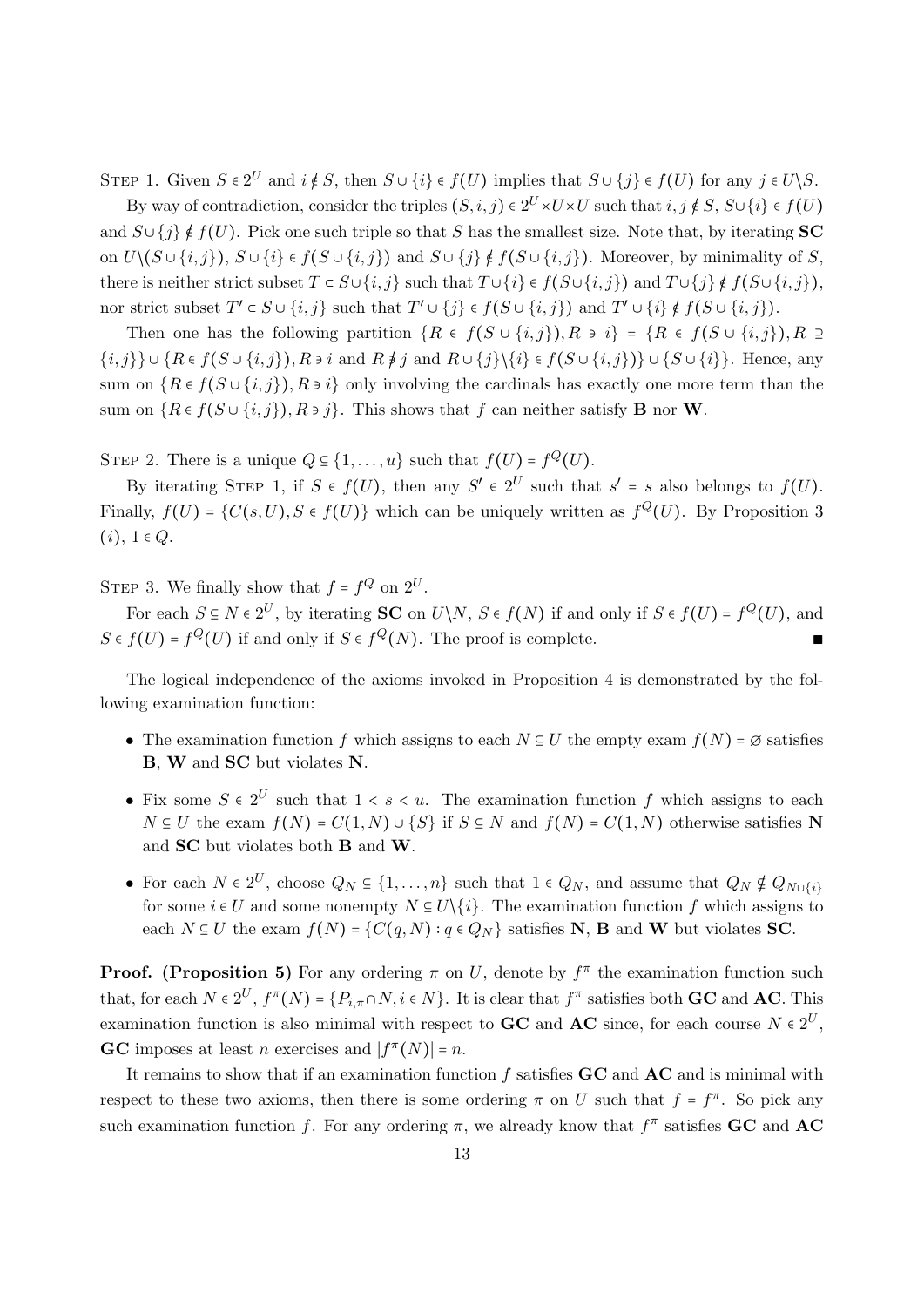STEP 1. Given $S \in 2^U$ and $i \notin S$, then $S \cup \{i\} \in f(U)$ implies that $S \cup \{j\} \in f(U)$ for any $j \in U \backslash S$.

By way of contradiction, consider the triples $(S, i, j) \in 2^U \times U \times U$ such that $i, j \notin S$, $S \cup \{i\} \in f(U)$ and $S \cup \{j\} \notin f(U)$. Pick one such triple so that $S$ has the smallest size. Note that, by iterating **SC** on $U \backslash (S \cup \{i,j\})$, $S \cup \{i\} \in f(S \cup \{i,j\})$ and $S \cup \{j\} \notin f(S \cup \{i,j\})$. Moreover, by minimality of $S$, there is neither strict subset $T \subset S \cup \{i,j\}$ such that $T \cup \{i\} \in f(S \cup \{i,j\})$ and $T \cup \{j\} \notin f(S \cup \{i,j\})$, nor strict subset $T' \subset S \cup \{i,j\}$ such that $T' \cup \{j\} \in f(S \cup \{i,j\})$ and $T' \cup \{i\} \notin f(S \cup \{i,j\})$.

Then one has the following partition $\{R \in f(S \cup \{i,j\}), R \ni i\} = \{R \in f(S \cup \{i,j\}), R \supseteq \{i,j\}\} \cup \{R \in f(S \cup \{i,j\}), R \ni i \text{ and } R \not\ni j \text{ and } R \cup \{j\} \backslash \{i\} \in f(S \cup \{i,j\})\} \cup \{S \cup \{i\}\}$. Hence, any sum on $\{R \in f(S \cup \{i,j\}), R \ni i\}$ only involving the cardinals has exactly one more term than the sum on $\{R \in f(S \cup \{i,j\}), R \ni j\}$. This shows that $f$ can neither satisfy **B** nor **W**.

STEP 2. There is a unique $Q \subseteq \{1, \ldots, u\}$ such that $f(U) = f^Q(U)$.

By iterating STEP 1, if $S \in f(U)$, then any $S' \in 2^U$ such that $s' = s$ also belongs to $f(U)$. Finally, $f(U) = \{C(s, U), S \in f(U)\}$ which can be uniquely written as $f^Q(U)$. By Proposition 3 $(i)$, $1 \in Q$.

STEP 3. We finally show that $f = f^Q$ on $2^U$.

For each $S \subseteq N \in 2^U$, by iterating **SC** on $U \backslash N$, $S \in f(N)$ if and only if $S \in f(U) = f^Q(U)$, and $S \in f(U) = f^Q(U)$ if and only if $S \in f^Q(N)$. The proof is complete. ■

The logical independence of the axioms invoked in Proposition 4 is demonstrated by the following examination function:

- The examination function $f$ which assigns to each $N \subseteq U$ the empty exam $f(N) = \varnothing$ satisfies **B**, **W** and **SC** but violates **N**.
- Fix some $S \in 2^U$ such that $1 < s < u$. The examination function $f$ which assigns to each $N \subseteq U$ the exam $f(N) = C(1, N) \cup \{S\}$ if $S \subseteq N$ and $f(N) = C(1, N)$ otherwise satisfies **N** and **SC** but violates both **B** and **W**.
- For each $N \in 2^U$, choose $Q_N \subseteq \{1, \ldots, n\}$ such that $1 \in Q_N$, and assume that $Q_N \notin Q_{N \cup \{i\}}$ for some $i \in U$ and some nonempty $N \subseteq U \backslash \{i\}$. The examination function $f$ which assigns to each $N \subseteq U$ the exam $f(N) = \{C(q, N) : q \in Q_N\}$ satisfies **N**, **B** and **W** but violates **SC**.

**Proof. (Proposition 5)** For any ordering $\pi$ on $U$, denote by $f^\pi$ the examination function such that, for each $N \in 2^U$, $f^\pi(N) = \{P_{i,\pi} \cap N, i \in N\}$. It is clear that $f^\pi$ satisfies both **GC** and **AC**. This examination function is also minimal with respect to **GC** and **AC** since, for each course $N \in 2^U$, **GC** imposes at least $n$ exercises and $|f^\pi(N)| = n$.

It remains to show that if an examination function $f$ satisfies **GC** and **AC** and is minimal with respect to these two axioms, then there is some ordering $\pi$ on $U$ such that $f = f^\pi$. So pick any such examination function $f$. For any ordering $\pi$, we already know that $f^\pi$ satisfies **GC** and **AC**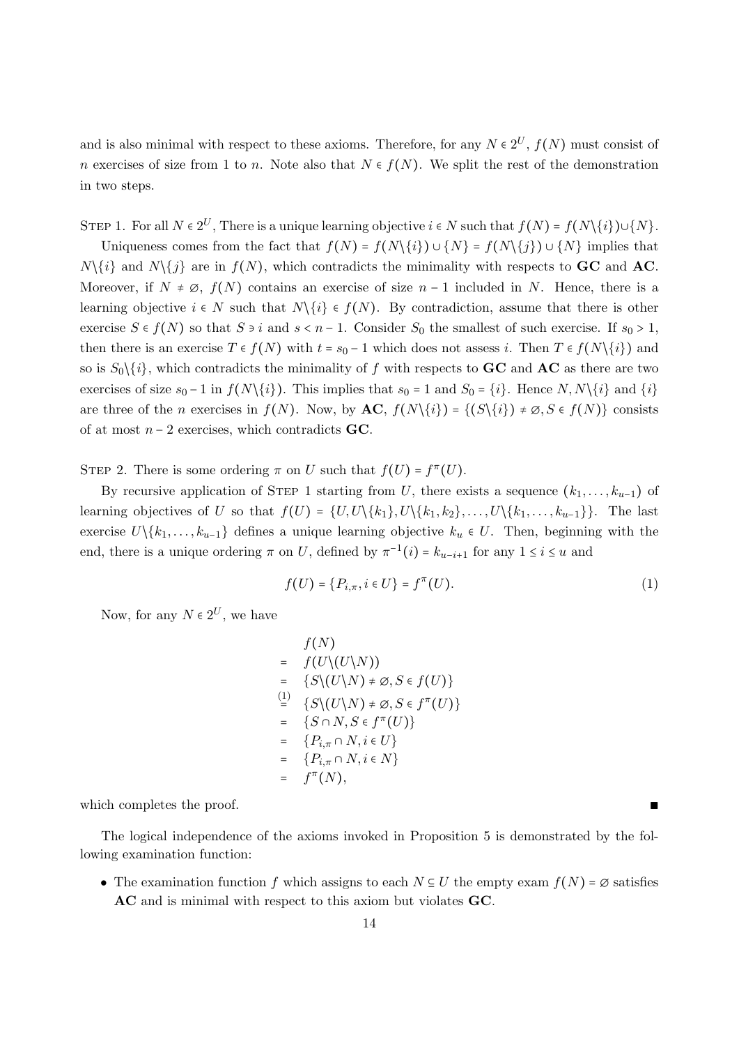and is also minimal with respect to these axioms. Therefore, for any $N \in 2^U$, $f(N)$ must consist of $n$ exercises of size from 1 to $n$. Note also that $N \in f(N)$. We split the rest of the demonstration in two steps.

Step 1. For all $N \in 2^U$, There is a unique learning objective $i \in N$ such that $f(N) = f(N \backslash \{i\}) \cup \{N\}$.

Uniqueness comes from the fact that $f(N) = f(N\backslash\{i\}) \cup \{N\} = f(N\backslash\{j\}) \cup \{N\}$ implies that $N\backslash\{i\}$ and $N\backslash\{j\}$ are in $f(N)$, which contradicts the minimality with respects to **GC** and **AC**. Moreover, if $N \neq \varnothing$, $f(N)$ contains an exercise of size $n-1$ included in $N$. Hence, there is a learning objective $i \in N$ such that $N\backslash\{i\} \in f(N)$. By contradiction, assume that there is other exercise $S \in f(N)$ so that $S \ni i$ and $s < n-1$. Consider $S_0$ the smallest of such exercise. If $s_0 > 1$, then there is an exercise $T \in f(N)$ with $t = s_0 - 1$ which does not assess $i$. Then $T \in f(N\backslash\{i\})$ and so is $S_0\backslash\{i\}$, which contradicts the minimality of $f$ with respects to **GC** and **AC** as there are two exercises of size $s_0 - 1$ in $f(N\backslash\{i\})$. This implies that $s_0 = 1$ and $S_0 = \{i\}$. Hence $N, N\backslash\{i\}$ and $\{i\}$ are three of the $n$ exercises in $f(N)$. Now, by **AC**, $f(N\backslash\{i\}) = \{(S\backslash\{i\}) \neq \varnothing, S \in f(N)\}$ consists of at most $n-2$ exercises, which contradicts **GC**.

Step 2. There is some ordering $\pi$ on $U$ such that $f(U) = f^\pi(U)$.

By recursive application of Step 1 starting from $U$, there exists a sequence $(k_1, \ldots, k_{u-1})$ of learning objectives of $U$ so that $f(U) = \{U, U\backslash\{k_1\}, U\backslash\{k_1,k_2\}, \ldots, U\backslash\{k_1,\ldots,k_{u-1}\}\}$. The last exercise $U\backslash\{k_1,\ldots,k_{u-1}\}$ defines a unique learning objective $k_u \in U$. Then, beginning with the end, there is a unique ordering $\pi$ on $U$, defined by $\pi^{-1}(i) = k_{u-i+1}$ for any $1 \leq i \leq u$ and

$$f(U) = \{P_{i,\pi}, i \in U\} = f^\pi(U). \tag{1}$$

Now, for any $N \in 2^U$, we have

$$\begin{aligned}
& f(N) \\
= \ & f(U\backslash(U\backslash N)) \\
= \ & \{S\backslash(U\backslash N) \neq \varnothing, S \in f(U)\} \\
\overset{(1)}{=} \ & \{S\backslash(U\backslash N) \neq \varnothing, S \in f^\pi(U)\} \\
= \ & \{S \cap N, S \in f^\pi(U)\} \\
= \ & \{P_{i,\pi} \cap N, i \in U\} \\
= \ & \{P_{i,\pi} \cap N, i \in N\} \\
= \ & f^\pi(N),
\end{aligned}$$

which completes the proof. ■

The logical independence of the axioms invoked in Proposition 5 is demonstrated by the following examination function:

- The examination function $f$ which assigns to each $N \subseteq U$ the empty exam $f(N) = \varnothing$ satisfies **AC** and is minimal with respect to this axiom but violates **GC**.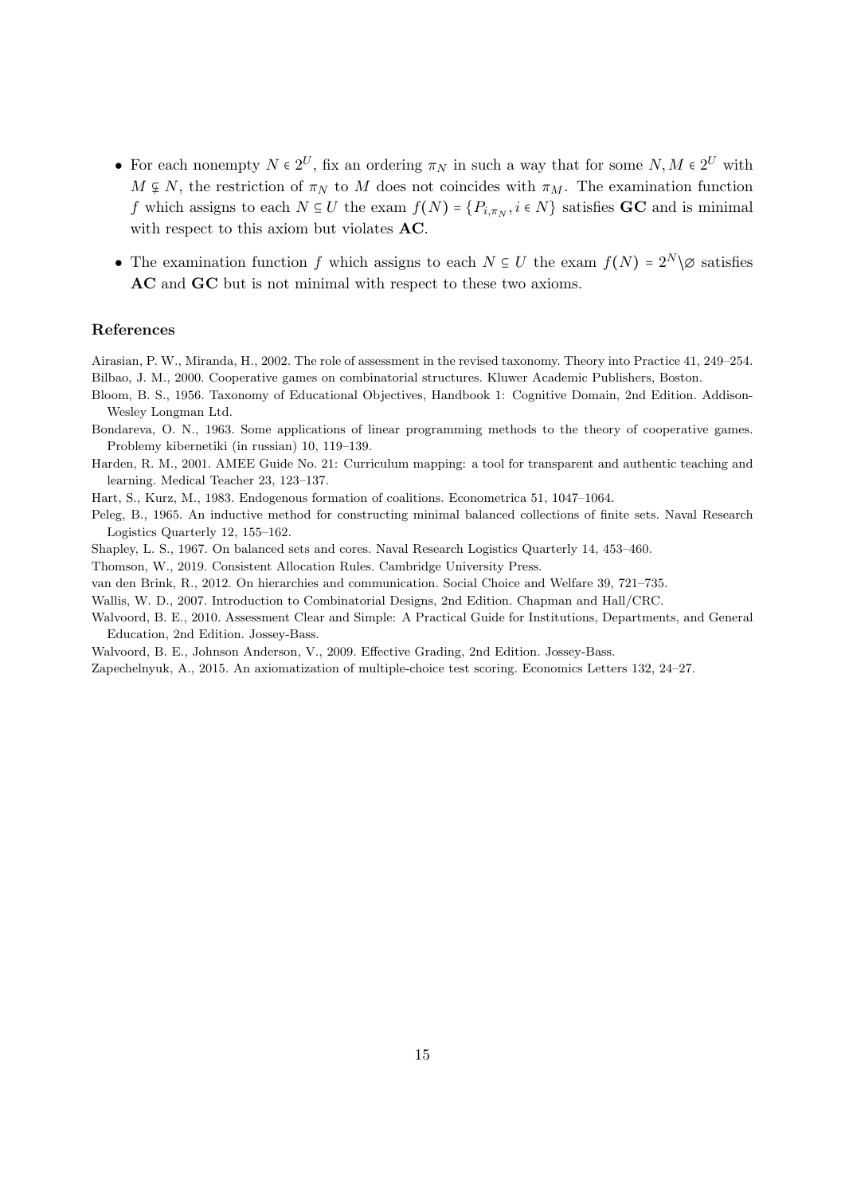- For each nonempty $N \in 2^U$, fix an ordering $\pi_N$ in such a way that for some $N, M \in 2^U$ with $M \subsetneq N$, the restriction of $\pi_N$ to $M$ does not coincides with $\pi_M$. The examination function $f$ which assigns to each $N \subseteq U$ the exam $f(N) = \{P_{i,\pi_N}, i \in N\}$ satisfies **GC** and is minimal with respect to this axiom but violates **AC**.
- The examination function $f$ which assigns to each $N \subseteq U$ the exam $f(N) = 2^N \backslash \varnothing$ satisfies **AC** and **GC** but is not minimal with respect to these two axioms.

## References

Airasian, P. W., Miranda, H., 2002. The role of assessment in the revised taxonomy. Theory into Practice 41, 249–254.

Bilbao, J. M., 2000. Cooperative games on combinatorial structures. Kluwer Academic Publishers, Boston.

Bloom, B. S., 1956. Taxonomy of Educational Objectives, Handbook 1: Cognitive Domain, 2nd Edition. Addison-Wesley Longman Ltd.

Bondareva, O. N., 1963. Some applications of linear programming methods to the theory of cooperative games. Problemy kibernetiki (in russian) 10, 119–139.

Harden, R. M., 2001. AMEE Guide No. 21: Curriculum mapping: a tool for transparent and authentic teaching and learning. Medical Teacher 23, 123–137.

Hart, S., Kurz, M., 1983. Endogenous formation of coalitions. Econometrica 51, 1047–1064.

Peleg, B., 1965. An inductive method for constructing minimal balanced collections of finite sets. Naval Research Logistics Quarterly 12, 155–162.

Shapley, L. S., 1967. On balanced sets and cores. Naval Research Logistics Quarterly 14, 453–460.

Thomson, W., 2019. Consistent Allocation Rules. Cambridge University Press.

van den Brink, R., 2012. On hierarchies and communication. Social Choice and Welfare 39, 721–735.

Wallis, W. D., 2007. Introduction to Combinatorial Designs, 2nd Edition. Chapman and Hall/CRC.

Walvoord, B. E., 2010. Assessment Clear and Simple: A Practical Guide for Institutions, Departments, and General Education, 2nd Edition. Jossey-Bass.

Walvoord, B. E., Johnson Anderson, V., 2009. Effective Grading, 2nd Edition. Jossey-Bass.

Zapechelnyuk, A., 2015. An axiomatization of multiple-choice test scoring. Economics Letters 132, 24–27.